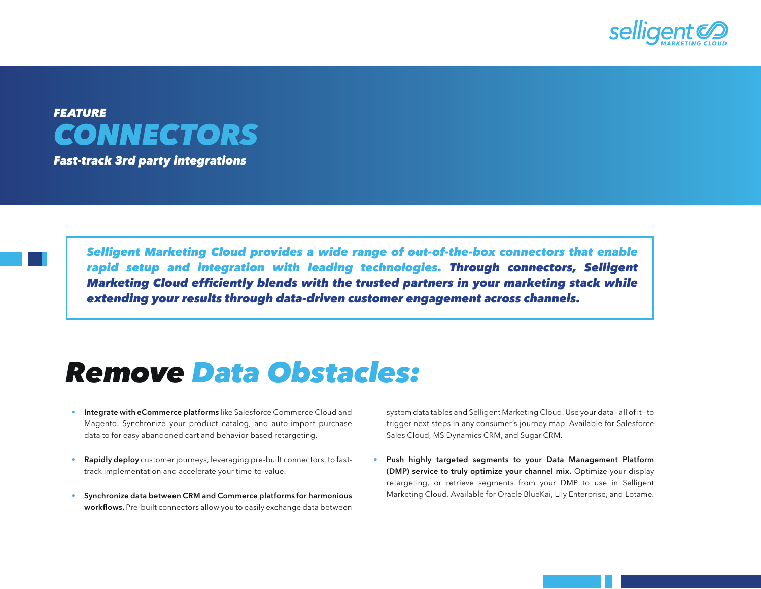# *FEATURE*
# *CONNECTORS*
***Fast-track 3rd party integrations***

***Selligent Marketing Cloud provides a wide range of out-of-the-box connectors that enable rapid setup and integration with leading technologies. Through connectors, Selligent Marketing Cloud efficiently blends with the trusted partners in your marketing stack while extending your results through data-driven customer engagement across channels.***

## Remove Data Obstacles:

- **Integrate with eCommerce platforms** like Salesforce Commerce Cloud and Magento. Synchronize your product catalog, and auto-import purchase data to for easy abandoned cart and behavior based retargeting.
- **Rapidly deploy** customer journeys, leveraging pre-built connectors, to fast-track implementation and accelerate your time-to-value.
- **Synchronize data between CRM and Commerce platforms for harmonious workflows.** Pre-built connectors allow you to easily exchange data between system data tables and Selligent Marketing Cloud. Use your data - all of it - to trigger next steps in any consumer's journey map. Available for Salesforce Sales Cloud, MS Dynamics CRM, and Sugar CRM.
- **Push highly targeted segments to your Data Management Platform (DMP) service to truly optimize your channel mix.** Optimize your display retargeting, or retrieve segments from your DMP to use in Selligent Marketing Cloud. Available for Oracle BlueKai, Lily Enterprise, and Lotame.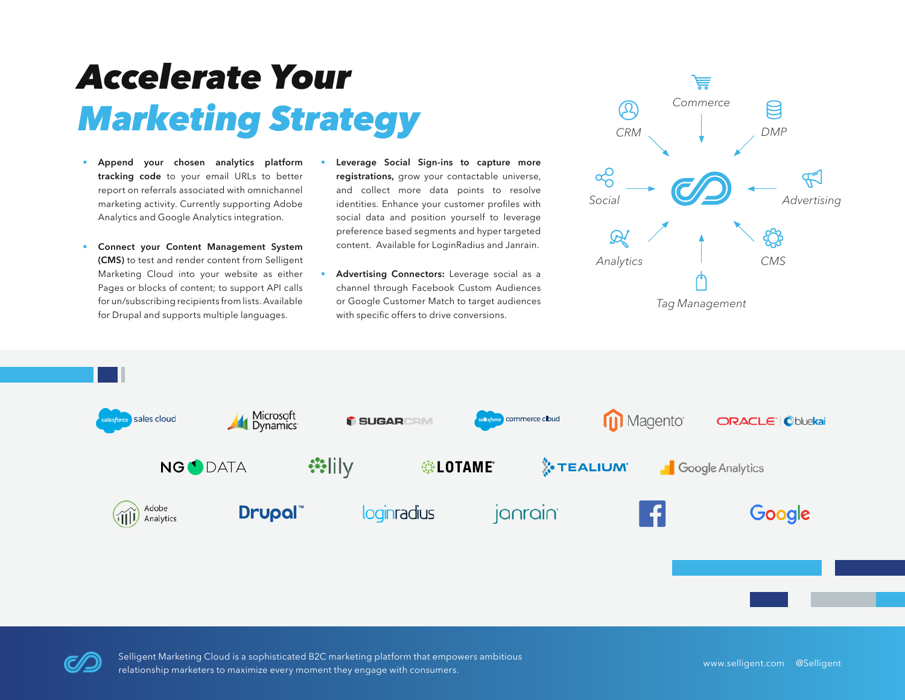# Accelerate Your *Marketing Strategy*

- **Append your chosen analytics platform tracking code** to your email URLs to better report on referrals associated with omnichannel marketing activity. Currently supporting Adobe Analytics and Google Analytics integration.

- **Connect your Content Management System (CMS)** to test and render content from Selligent Marketing Cloud into your website as either Pages or blocks of content; to support API calls for un/subscribing recipients from lists. Available for Drupal and supports multiple languages.

- **Leverage Social Sign-ins to capture more registrations,** grow your contactable universe, and collect more data points to resolve identities. Enhance your customer profiles with social data and position yourself to leverage preference based segments and hyper targeted content. Available for LoginRadius and Janrain.

- **Advertising Connectors:** Leverage social as a channel through Facebook Custom Audiences or Google Customer Match to target audiences with specific offers to drive conversions.

Commerce
CRM
DMP
Social
Advertising
Analytics
CMS
Tag Management

sales cloud
Microsoft Dynamics
SUGARCRM
commerce cloud
Magento
ORACLE | bluekai
NGDATA
lily
LOTAME
TEALIUM
Google Analytics
Adobe Analytics
Drupal
loginradius
janrain
Google

Selligent Marketing Cloud is a sophisticated B2C marketing platform that empowers ambitious relationship marketers to maximize every moment they engage with consumers.

www.selligent.com @Selligent